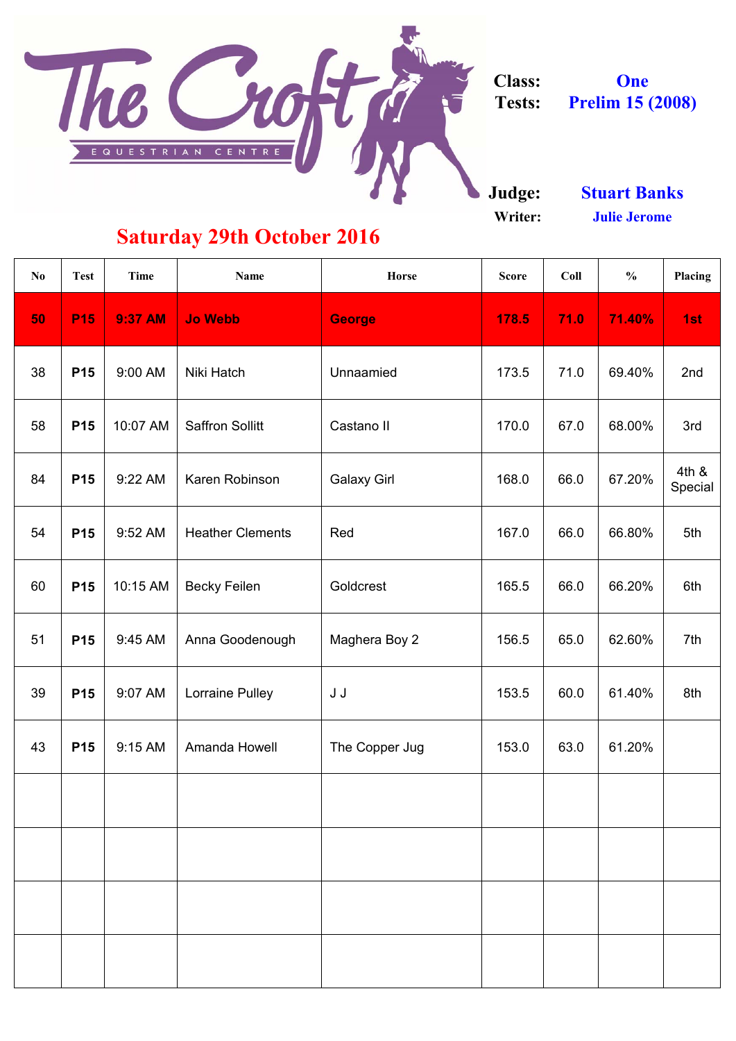# The Croft Equestrian Centre

**Class:** One
**Tests:** Prelim 15 (2008)

**Judge:** Stuart Banks
**Writer:** Julie Jerome

## Saturday 29th October 2016

| No | Test | Time | Name | Horse | Score | Coll | % | Placing |
|---|---|---|---|---|---|---|---|---|
| 50 | P15 | 9:37 AM | Jo Webb | George | 178.5 | 71.0 | 71.40% | 1st |
| 38 | P15 | 9:00 AM | Niki Hatch | Unnaamied | 173.5 | 71.0 | 69.40% | 2nd |
| 58 | P15 | 10:07 AM | Saffron Sollitt | Castano II | 170.0 | 67.0 | 68.00% | 3rd |
| 84 | P15 | 9:22 AM | Karen Robinson | Galaxy Girl | 168.0 | 66.0 | 67.20% | 4th & Special |
| 54 | P15 | 9:52 AM | Heather Clements | Red | 167.0 | 66.0 | 66.80% | 5th |
| 60 | P15 | 10:15 AM | Becky Feilen | Goldcrest | 165.5 | 66.0 | 66.20% | 6th |
| 51 | P15 | 9:45 AM | Anna Goodenough | Maghera Boy 2 | 156.5 | 65.0 | 62.60% | 7th |
| 39 | P15 | 9:07 AM | Lorraine Pulley | J J | 153.5 | 60.0 | 61.40% | 8th |
| 43 | P15 | 9:15 AM | Amanda Howell | The Copper Jug | 153.0 | 63.0 | 61.20% | |
| | | | | | | | | |
| | | | | | | | | |
| | | | | | | | | |
| | | | | | | | | |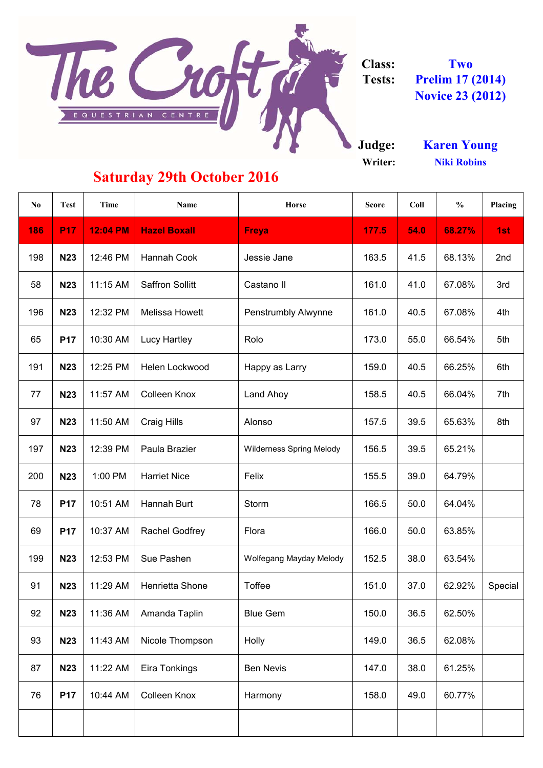The Croft Equestrian Centre

| Class: | Two |
|---|---|
| Tests: | Prelim 17 (2014) |
| | Novice 23 (2012) |
| Judge: | Karen Young |
| Writer: | Niki Robins |

## Saturday 29th October 2016

| No | Test | Time | Name | Horse | Score | Coll | % | Placing |
|---|---|---|---|---|---|---|---|---|
| 186 | P17 | 12:04 PM | Hazel Boxall | Freya | 177.5 | 54.0 | 68.27% | 1st |
| 198 | N23 | 12:46 PM | Hannah Cook | Jessie Jane | 163.5 | 41.5 | 68.13% | 2nd |
| 58 | N23 | 11:15 AM | Saffron Sollitt | Castano II | 161.0 | 41.0 | 67.08% | 3rd |
| 196 | N23 | 12:32 PM | Melissa Howett | Penstrumbly Alwynne | 161.0 | 40.5 | 67.08% | 4th |
| 65 | P17 | 10:30 AM | Lucy Hartley | Rolo | 173.0 | 55.0 | 66.54% | 5th |
| 191 | N23 | 12:25 PM | Helen Lockwood | Happy as Larry | 159.0 | 40.5 | 66.25% | 6th |
| 77 | N23 | 11:57 AM | Colleen Knox | Land Ahoy | 158.5 | 40.5 | 66.04% | 7th |
| 97 | N23 | 11:50 AM | Craig Hills | Alonso | 157.5 | 39.5 | 65.63% | 8th |
| 197 | N23 | 12:39 PM | Paula Brazier | Wilderness Spring Melody | 156.5 | 39.5 | 65.21% | |
| 200 | N23 | 1:00 PM | Harriet Nice | Felix | 155.5 | 39.0 | 64.79% | |
| 78 | P17 | 10:51 AM | Hannah Burt | Storm | 166.5 | 50.0 | 64.04% | |
| 69 | P17 | 10:37 AM | Rachel Godfrey | Flora | 166.0 | 50.0 | 63.85% | |
| 199 | N23 | 12:53 PM | Sue Pashen | Wolfegang Mayday Melody | 152.5 | 38.0 | 63.54% | |
| 91 | N23 | 11:29 AM | Henrietta Shone | Toffee | 151.0 | 37.0 | 62.92% | Special |
| 92 | N23 | 11:36 AM | Amanda Taplin | Blue Gem | 150.0 | 36.5 | 62.50% | |
| 93 | N23 | 11:43 AM | Nicole Thompson | Holly | 149.0 | 36.5 | 62.08% | |
| 87 | N23 | 11:22 AM | Eira Tonkings | Ben Nevis | 147.0 | 38.0 | 61.25% | |
| 76 | P17 | 10:44 AM | Colleen Knox | Harmony | 158.0 | 49.0 | 60.77% | |
| | | | | | | | | |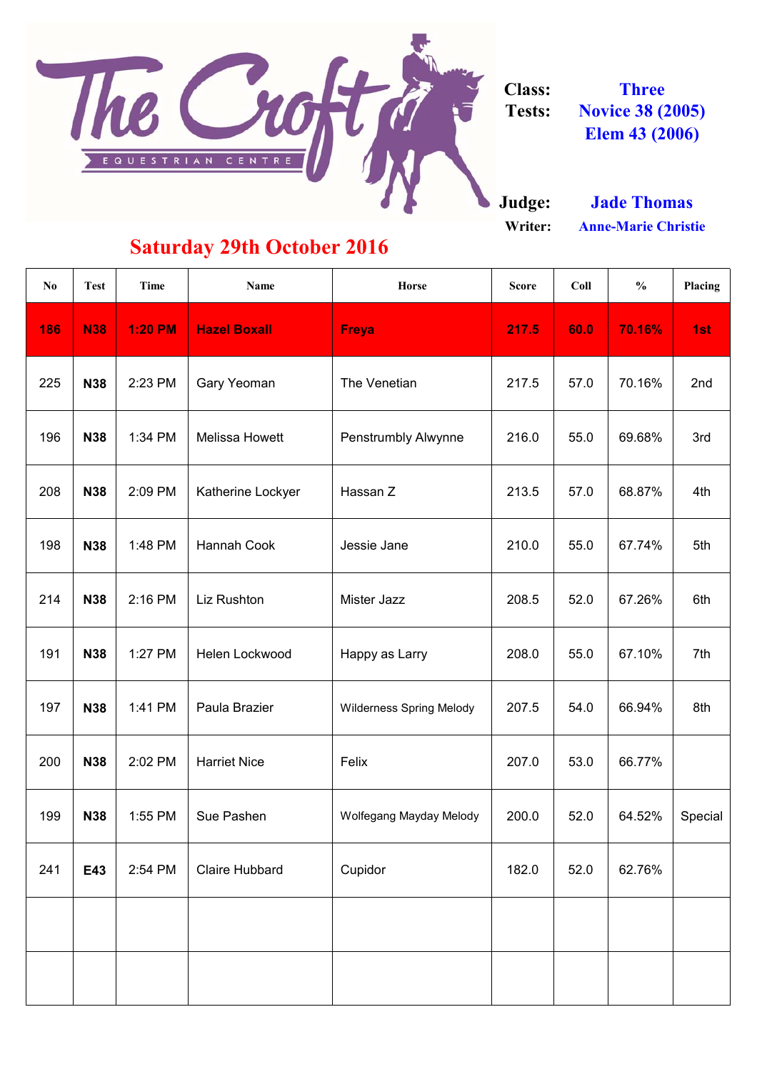The Croft Equestrian Centre

**Class:** Three
**Tests:** Novice 38 (2005) Elem 43 (2006)

**Judge:** Jade Thomas
**Writer:** Anne-Marie Christie

## Saturday 29th October 2016

| No | Test | Time | Name | Horse | Score | Coll | % | Placing |
|---|---|---|---|---|---|---|---|---|
| **186** | **N38** | **1:20 PM** | **Hazel Boxall** | **Freya** | **217.5** | **60.0** | **70.16%** | **1st** |
| 225 | **N38** | 2:23 PM | Gary Yeoman | The Venetian | 217.5 | 57.0 | 70.16% | 2nd |
| 196 | **N38** | 1:34 PM | Melissa Howett | Penstrumbly Alwynne | 216.0 | 55.0 | 69.68% | 3rd |
| 208 | **N38** | 2:09 PM | Katherine Lockyer | Hassan Z | 213.5 | 57.0 | 68.87% | 4th |
| 198 | **N38** | 1:48 PM | Hannah Cook | Jessie Jane | 210.0 | 55.0 | 67.74% | 5th |
| 214 | **N38** | 2:16 PM | Liz Rushton | Mister Jazz | 208.5 | 52.0 | 67.26% | 6th |
| 191 | **N38** | 1:27 PM | Helen Lockwood | Happy as Larry | 208.0 | 55.0 | 67.10% | 7th |
| 197 | **N38** | 1:41 PM | Paula Brazier | Wilderness Spring Melody | 207.5 | 54.0 | 66.94% | 8th |
| 200 | **N38** | 2:02 PM | Harriet Nice | Felix | 207.0 | 53.0 | 66.77% | |
| 199 | **N38** | 1:55 PM | Sue Pashen | Wolfegang Mayday Melody | 200.0 | 52.0 | 64.52% | Special |
| 241 | **E43** | 2:54 PM | Claire Hubbard | Cupidor | 182.0 | 52.0 | 62.76% | |
| | | | | | | | | |
| | | | | | | | | |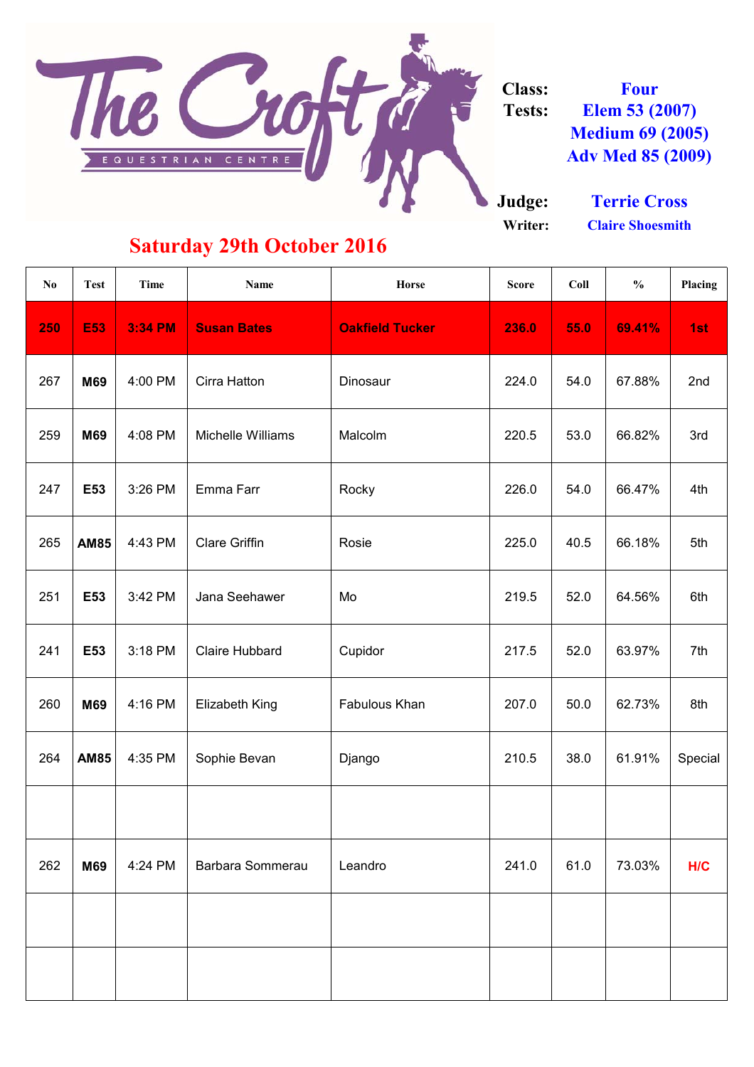The Croft
EQUESTRIAN CENTRE

**Class:** Four

**Tests:** Elem 53 (2007)
Medium 69 (2005)
Adv Med 85 (2009)

**Judge:** Terrie Cross

**Writer:** Claire Shoesmith

## Saturday 29th October 2016

| No | Test | Time | Name | Horse | Score | Coll | % | Placing |
|---|---|---|---|---|---|---|---|---|
| **250** | **E53** | **3:34 PM** | **Susan Bates** | **Oakfield Tucker** | **236.0** | **55.0** | **69.41%** | **1st** |
| 267 | **M69** | 4:00 PM | Cirra Hatton | Dinosaur | 224.0 | 54.0 | 67.88% | 2nd |
| 259 | **M69** | 4:08 PM | Michelle Williams | Malcolm | 220.5 | 53.0 | 66.82% | 3rd |
| 247 | **E53** | 3:26 PM | Emma Farr | Rocky | 226.0 | 54.0 | 66.47% | 4th |
| 265 | **AM85** | 4:43 PM | Clare Griffin | Rosie | 225.0 | 40.5 | 66.18% | 5th |
| 251 | **E53** | 3:42 PM | Jana Seehawer | Mo | 219.5 | 52.0 | 64.56% | 6th |
| 241 | **E53** | 3:18 PM | Claire Hubbard | Cupidor | 217.5 | 52.0 | 63.97% | 7th |
| 260 | **M69** | 4:16 PM | Elizabeth King | Fabulous Khan | 207.0 | 50.0 | 62.73% | 8th |
| 264 | **AM85** | 4:35 PM | Sophie Bevan | Django | 210.5 | 38.0 | 61.91% | Special |
| | | | | | | | | |
| 262 | **M69** | 4:24 PM | Barbara Sommerau | Leandro | 241.0 | 61.0 | 73.03% | **H/C** |
| | | | | | | | | |
| | | | | | | | | |